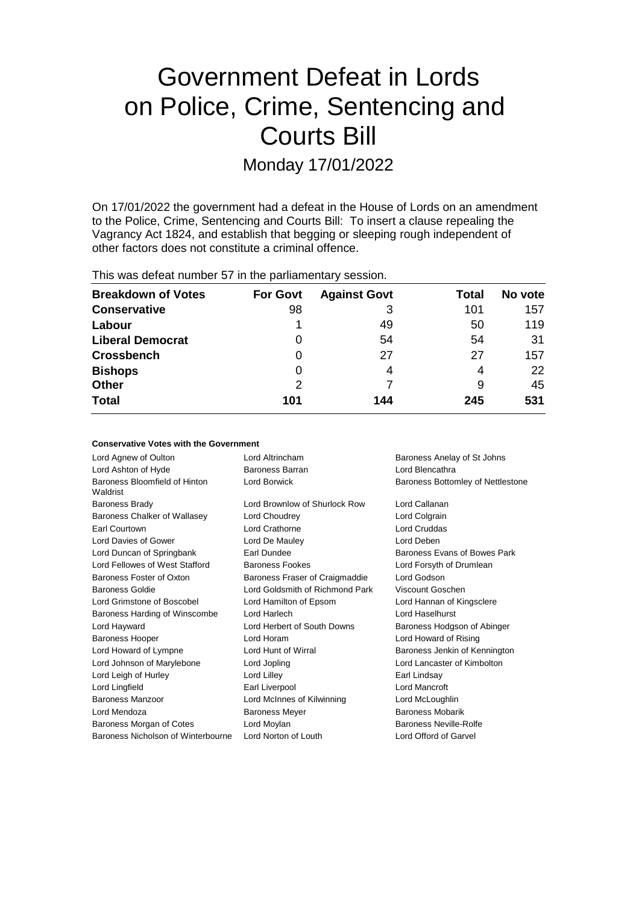# Government Defeat in Lords on Police, Crime, Sentencing and Courts Bill

## Monday 17/01/2022

On 17/01/2022 the government had a defeat in the House of Lords on an amendment to the Police, Crime, Sentencing and Courts Bill: To insert a clause repealing the Vagrancy Act 1824, and establish that begging or sleeping rough independent of other factors does not constitute a criminal offence.

This was defeat number 57 in the parliamentary session.

| **Breakdown of Votes** | **For Govt** | **Against Govt** | **Total** | **No vote** |
|---|---|---|---|---|
| **Conservative** | 98 | 3 | 101 | 157 |
| **Labour** | 1 | 49 | 50 | 119 |
| **Liberal Democrat** | 0 | 54 | 54 | 31 |
| **Crossbench** | 0 | 27 | 27 | 157 |
| **Bishops** | 0 | 4 | 4 | 22 |
| **Other** | 2 | 7 | 9 | 45 |
| **Total** | **101** | **144** | **245** | **531** |

**Conservative Votes with the Government**

| | | |
|---|---|---|
| Lord Agnew of Oulton | Lord Altrincham | Baroness Anelay of St Johns |
| Lord Ashton of Hyde | Baroness Barran | Lord Blencathra |
| Baroness Bloomfield of Hinton Waldrist | Lord Borwick | Baroness Bottomley of Nettlestone |
| Baroness Brady | Lord Brownlow of Shurlock Row | Lord Callanan |
| Baroness Chalker of Wallasey | Lord Choudrey | Lord Colgrain |
| Earl Courtown | Lord Crathorne | Lord Cruddas |
| Lord Davies of Gower | Lord De Mauley | Lord Deben |
| Lord Duncan of Springbank | Earl Dundee | Baroness Evans of Bowes Park |
| Lord Fellowes of West Stafford | Baroness Fookes | Lord Forsyth of Drumlean |
| Baroness Foster of Oxton | Baroness Fraser of Craigmaddie | Lord Godson |
| Baroness Goldie | Lord Goldsmith of Richmond Park | Viscount Goschen |
| Lord Grimstone of Boscobel | Lord Hamilton of Epsom | Lord Hannan of Kingsclere |
| Baroness Harding of Winscombe | Lord Harlech | Lord Haselhurst |
| Lord Hayward | Lord Herbert of South Downs | Baroness Hodgson of Abinger |
| Baroness Hooper | Lord Horam | Lord Howard of Rising |
| Lord Howard of Lympne | Lord Hunt of Wirral | Baroness Jenkin of Kennington |
| Lord Johnson of Marylebone | Lord Jopling | Lord Lancaster of Kimbolton |
| Lord Leigh of Hurley | Lord Lilley | Earl Lindsay |
| Lord Lingfield | Earl Liverpool | Lord Mancroft |
| Baroness Manzoor | Lord McInnes of Kilwinning | Lord McLoughlin |
| Lord Mendoza | Baroness Meyer | Baroness Mobarik |
| Baroness Morgan of Cotes | Lord Moylan | Baroness Neville-Rolfe |
| Baroness Nicholson of Winterbourne | Lord Norton of Louth | Lord Offord of Garvel |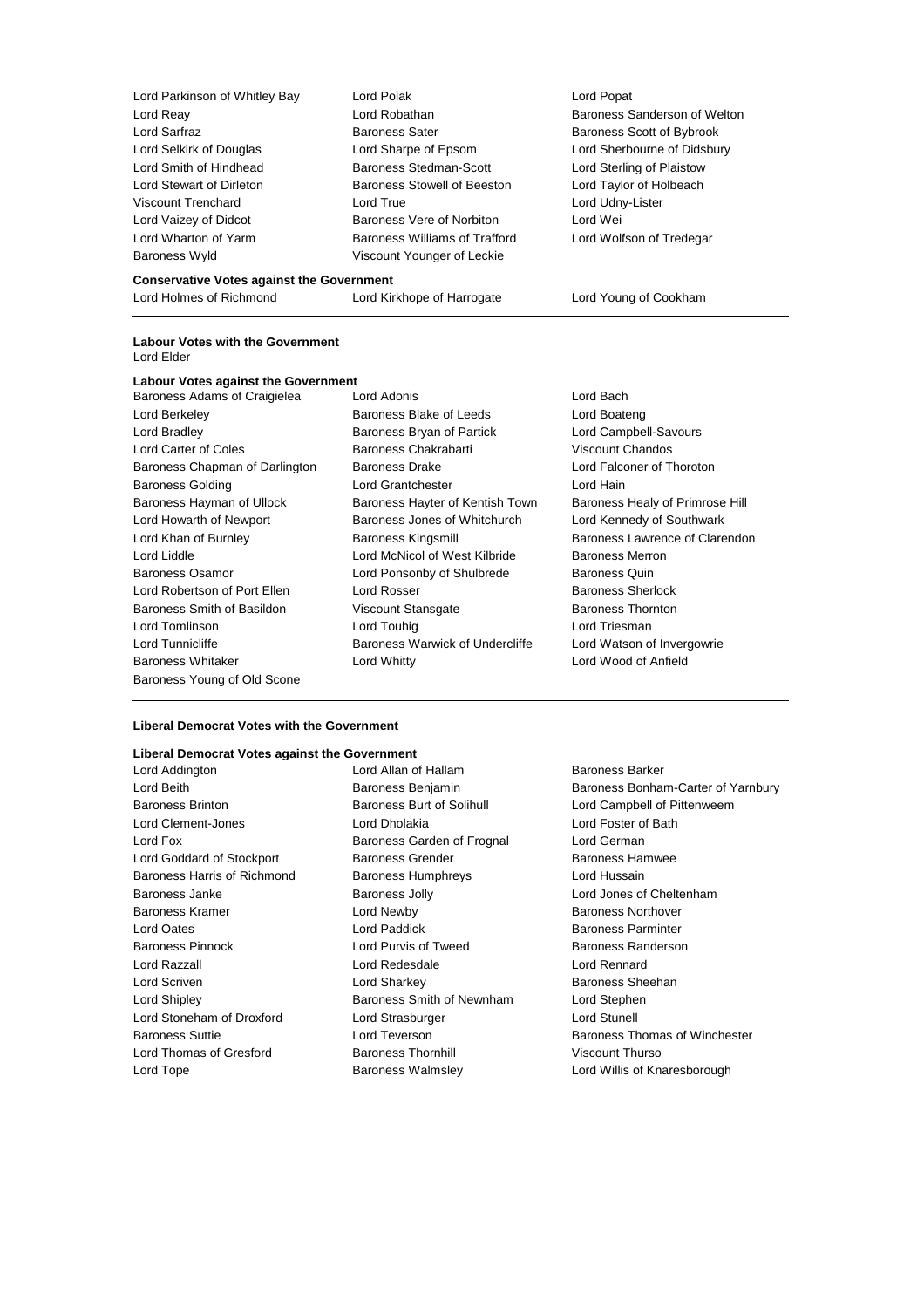Lord Parkinson of Whitley Bay
Lord Polak
Lord Popat
Lord Reay
Lord Robathan
Baroness Sanderson of Welton
Lord Sarfraz
Baroness Sater
Baroness Scott of Bybrook
Lord Selkirk of Douglas
Lord Sharpe of Epsom
Lord Sherbourne of Didsbury
Lord Smith of Hindhead
Baroness Stedman-Scott
Lord Sterling of Plaistow
Lord Stewart of Dirleton
Baroness Stowell of Beeston
Lord Taylor of Holbeach
Viscount Trenchard
Lord True
Lord Udny-Lister
Lord Vaizey of Didcot
Baroness Vere of Norbiton
Lord Wei
Lord Wharton of Yarm
Baroness Williams of Trafford
Lord Wolfson of Tredegar
Baroness Wyld
Viscount Younger of Leckie

**Conservative Votes against the Government**

Lord Holmes of Richmond
Lord Kirkhope of Harrogate
Lord Young of Cookham

---

**Labour Votes with the Government**

Lord Elder

**Labour Votes against the Government**

Baroness Adams of Craigielea
Lord Adonis
Lord Bach
Lord Berkeley
Baroness Blake of Leeds
Lord Boateng
Lord Bradley
Baroness Bryan of Partick
Lord Campbell-Savours
Lord Carter of Coles
Baroness Chakrabarti
Viscount Chandos
Baroness Chapman of Darlington
Baroness Drake
Lord Falconer of Thoroton
Baroness Golding
Lord Grantchester
Lord Hain
Baroness Hayman of Ullock
Baroness Hayter of Kentish Town
Baroness Healy of Primrose Hill
Lord Howarth of Newport
Baroness Jones of Whitchurch
Lord Kennedy of Southwark
Lord Khan of Burnley
Baroness Kingsmill
Baroness Lawrence of Clarendon
Lord Liddle
Lord McNicol of West Kilbride
Baroness Merron
Baroness Osamor
Lord Ponsonby of Shulbrede
Baroness Quin
Lord Robertson of Port Ellen
Lord Rosser
Baroness Sherlock
Baroness Smith of Basildon
Viscount Stansgate
Baroness Thornton
Lord Tomlinson
Lord Touhig
Lord Triesman
Lord Tunnicliffe
Baroness Warwick of Undercliffe
Lord Watson of Invergowrie
Baroness Whitaker
Lord Whitty
Lord Wood of Anfield
Baroness Young of Old Scone

---

**Liberal Democrat Votes with the Government**

**Liberal Democrat Votes against the Government**

Lord Addington
Lord Allan of Hallam
Baroness Barker
Lord Beith
Baroness Benjamin
Baroness Bonham-Carter of Yarnbury
Baroness Brinton
Baroness Burt of Solihull
Lord Campbell of Pittenweem
Lord Clement-Jones
Lord Dholakia
Lord Foster of Bath
Lord Fox
Baroness Garden of Frognal
Lord German
Lord Goddard of Stockport
Baroness Grender
Baroness Hamwee
Baroness Harris of Richmond
Baroness Humphreys
Lord Hussain
Baroness Janke
Baroness Jolly
Lord Jones of Cheltenham
Baroness Kramer
Lord Newby
Baroness Northover
Lord Oates
Lord Paddick
Baroness Parminter
Baroness Pinnock
Lord Purvis of Tweed
Baroness Randerson
Lord Razzall
Lord Redesdale
Lord Rennard
Lord Scriven
Lord Sharkey
Baroness Sheehan
Lord Shipley
Baroness Smith of Newnham
Lord Stephen
Lord Stoneham of Droxford
Lord Strasburger
Lord Stunell
Baroness Suttie
Lord Teverson
Baroness Thomas of Winchester
Lord Thomas of Gresford
Baroness Thornhill
Viscount Thurso
Lord Tope
Baroness Walmsley
Lord Willis of Knaresborough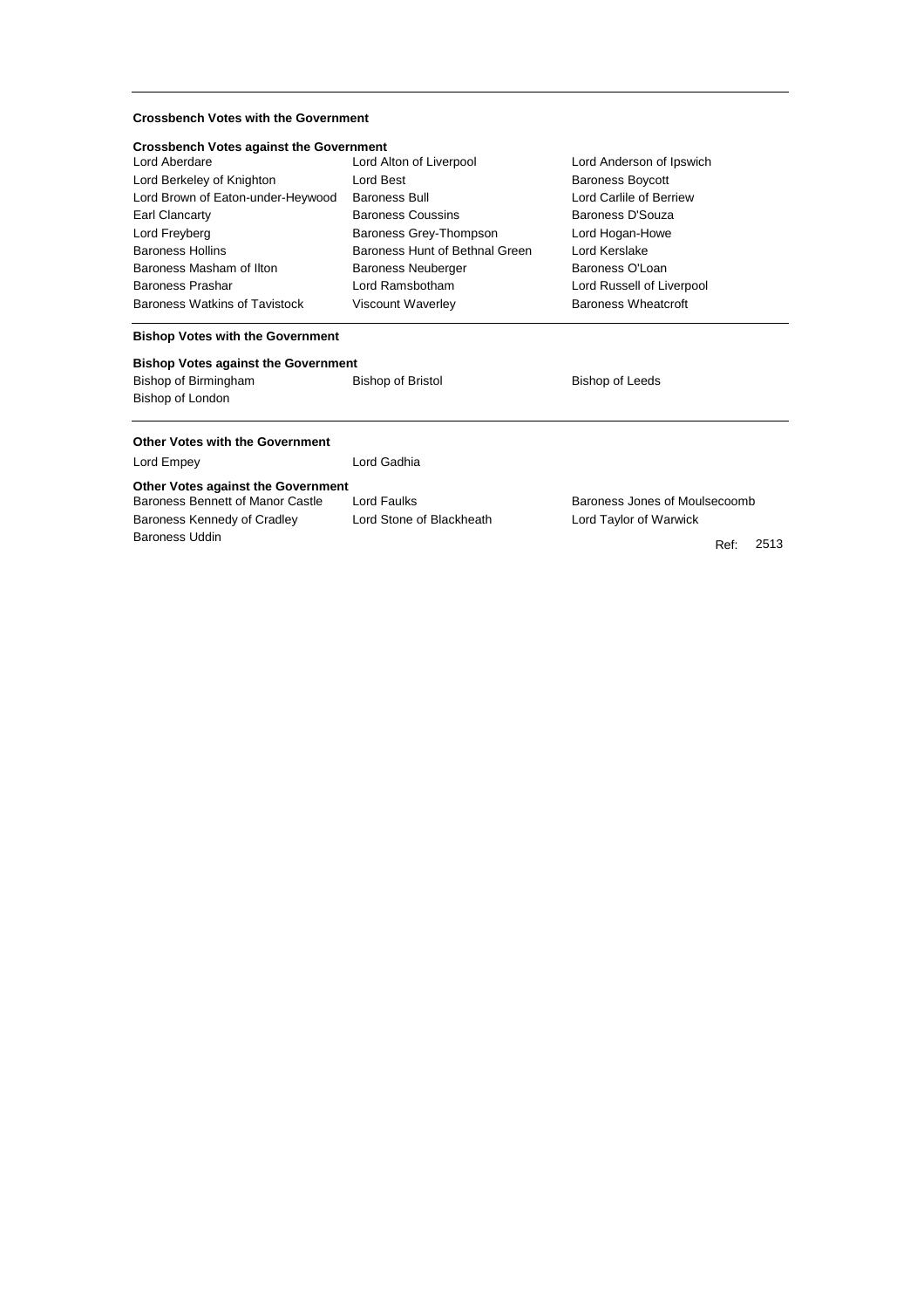### Crossbench Votes with the Government

### Crossbench Votes against the Government

| | | |
|---|---|---|
| Lord Aberdare | Lord Alton of Liverpool | Lord Anderson of Ipswich |
| Lord Berkeley of Knighton | Lord Best | Baroness Boycott |
| Lord Brown of Eaton-under-Heywood | Baroness Bull | Lord Carlile of Berriew |
| Earl Clancarty | Baroness Coussins | Baroness D'Souza |
| Lord Freyberg | Baroness Grey-Thompson | Lord Hogan-Howe |
| Baroness Hollins | Baroness Hunt of Bethnal Green | Lord Kerslake |
| Baroness Masham of Ilton | Baroness Neuberger | Baroness O'Loan |
| Baroness Prashar | Lord Ramsbotham | Lord Russell of Liverpool |
| Baroness Watkins of Tavistock | Viscount Waverley | Baroness Wheatcroft |

### Bishop Votes with the Government

### Bishop Votes against the Government

| | | |
|---|---|---|
| Bishop of Birmingham | Bishop of Bristol | Bishop of Leeds |
| Bishop of London | | |

### Other Votes with the Government

| | |
|---|---|
| Lord Empey | Lord Gadhia |

### Other Votes against the Government

| | | |
|---|---|---|
| Baroness Bennett of Manor Castle | Lord Faulks | Baroness Jones of Moulsecoomb |
| Baroness Kennedy of Cradley | Lord Stone of Blackheath | Lord Taylor of Warwick |
| Baroness Uddin | | |

Ref: 2513